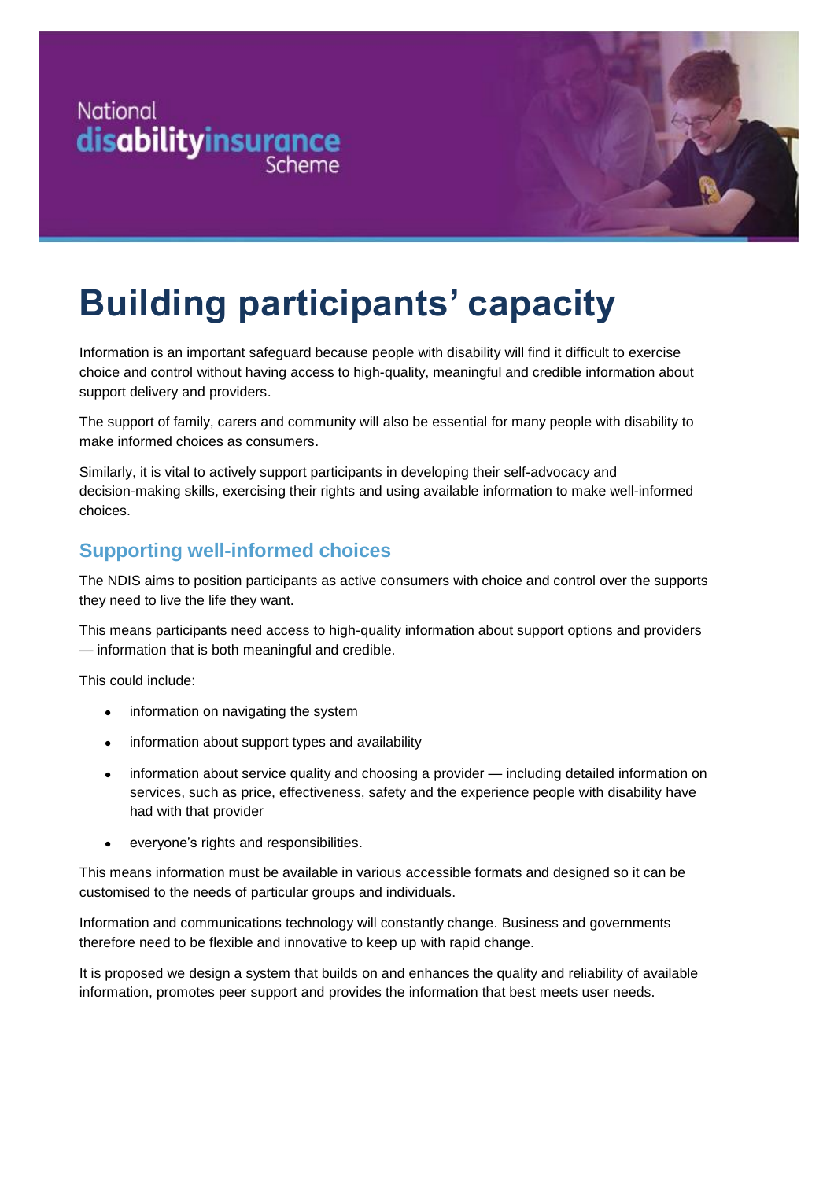National disabilityinsurance Scheme

# Building participants' capacity

Information is an important safeguard because people with disability will find it difficult to exercise choice and control without having access to high-quality, meaningful and credible information about support delivery and providers.

The support of family, carers and community will also be essential for many people with disability to make informed choices as consumers.

Similarly, it is vital to actively support participants in developing their self-advocacy and decision-making skills, exercising their rights and using available information to make well-informed choices.

## Supporting well-informed choices

The NDIS aims to position participants as active consumers with choice and control over the supports they need to live the life they want.

This means participants need access to high-quality information about support options and providers — information that is both meaningful and credible.

This could include:

- information on navigating the system
- information about support types and availability
- information about service quality and choosing a provider — including detailed information on services, such as price, effectiveness, safety and the experience people with disability have had with that provider
- everyone's rights and responsibilities.

This means information must be available in various accessible formats and designed so it can be customised to the needs of particular groups and individuals.

Information and communications technology will constantly change. Business and governments therefore need to be flexible and innovative to keep up with rapid change.

It is proposed we design a system that builds on and enhances the quality and reliability of available information, promotes peer support and provides the information that best meets user needs.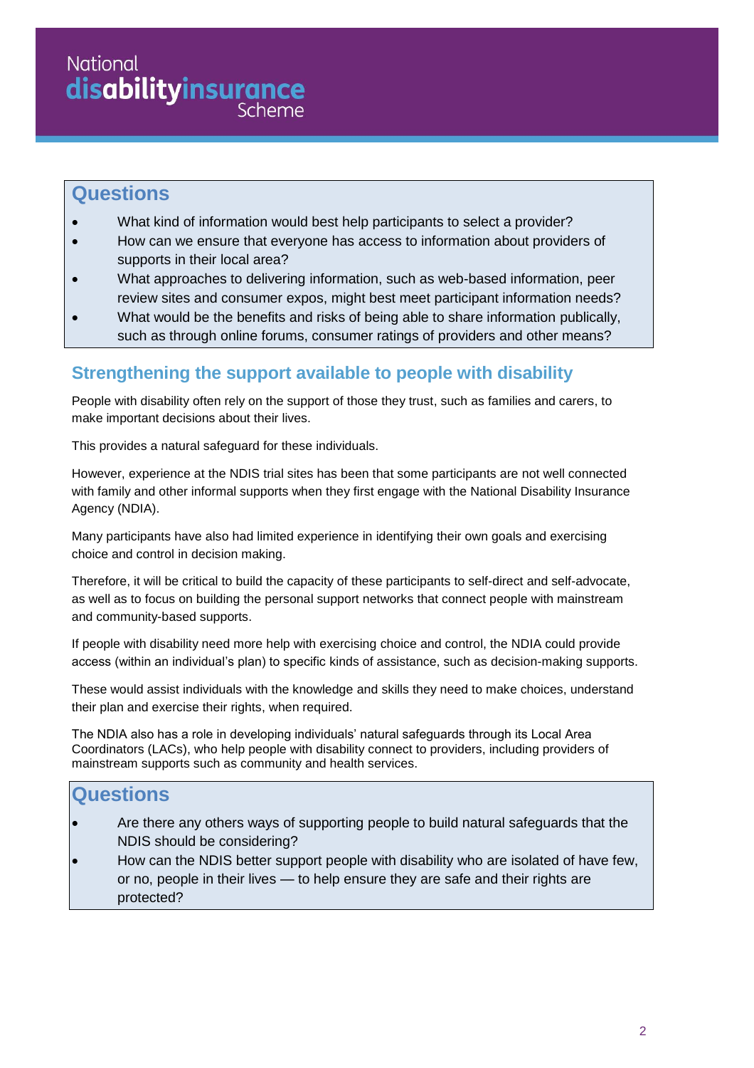## Questions

- What kind of information would best help participants to select a provider?
- How can we ensure that everyone has access to information about providers of supports in their local area?
- What approaches to delivering information, such as web-based information, peer review sites and consumer expos, might best meet participant information needs?
- What would be the benefits and risks of being able to share information publically, such as through online forums, consumer ratings of providers and other means?

## Strengthening the support available to people with disability

People with disability often rely on the support of those they trust, such as families and carers, to make important decisions about their lives.

This provides a natural safeguard for these individuals.

However, experience at the NDIS trial sites has been that some participants are not well connected with family and other informal supports when they first engage with the National Disability Insurance Agency (NDIA).

Many participants have also had limited experience in identifying their own goals and exercising choice and control in decision making.

Therefore, it will be critical to build the capacity of these participants to self-direct and self-advocate, as well as to focus on building the personal support networks that connect people with mainstream and community-based supports.

If people with disability need more help with exercising choice and control, the NDIA could provide access (within an individual's plan) to specific kinds of assistance, such as decision-making supports.

These would assist individuals with the knowledge and skills they need to make choices, understand their plan and exercise their rights, when required.

The NDIA also has a role in developing individuals' natural safeguards through its Local Area Coordinators (LACs), who help people with disability connect to providers, including providers of mainstream supports such as community and health services.

## Questions

- Are there any others ways of supporting people to build natural safeguards that the NDIS should be considering?
- How can the NDIS better support people with disability who are isolated of have few, or no, people in their lives — to help ensure they are safe and their rights are protected?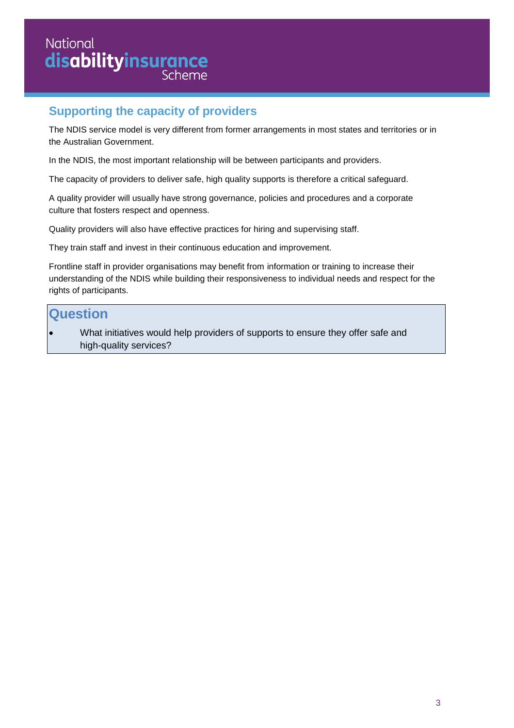## Supporting the capacity of providers

The NDIS service model is very different from former arrangements in most states and territories or in the Australian Government.

In the NDIS, the most important relationship will be between participants and providers.

The capacity of providers to deliver safe, high quality supports is therefore a critical safeguard.

A quality provider will usually have strong governance, policies and procedures and a corporate culture that fosters respect and openness.

Quality providers will also have effective practices for hiring and supervising staff.

They train staff and invest in their continuous education and improvement.

Frontline staff in provider organisations may benefit from information or training to increase their understanding of the NDIS while building their responsiveness to individual needs and respect for the rights of participants.

### Question

- What initiatives would help providers of supports to ensure they offer safe and high-quality services?